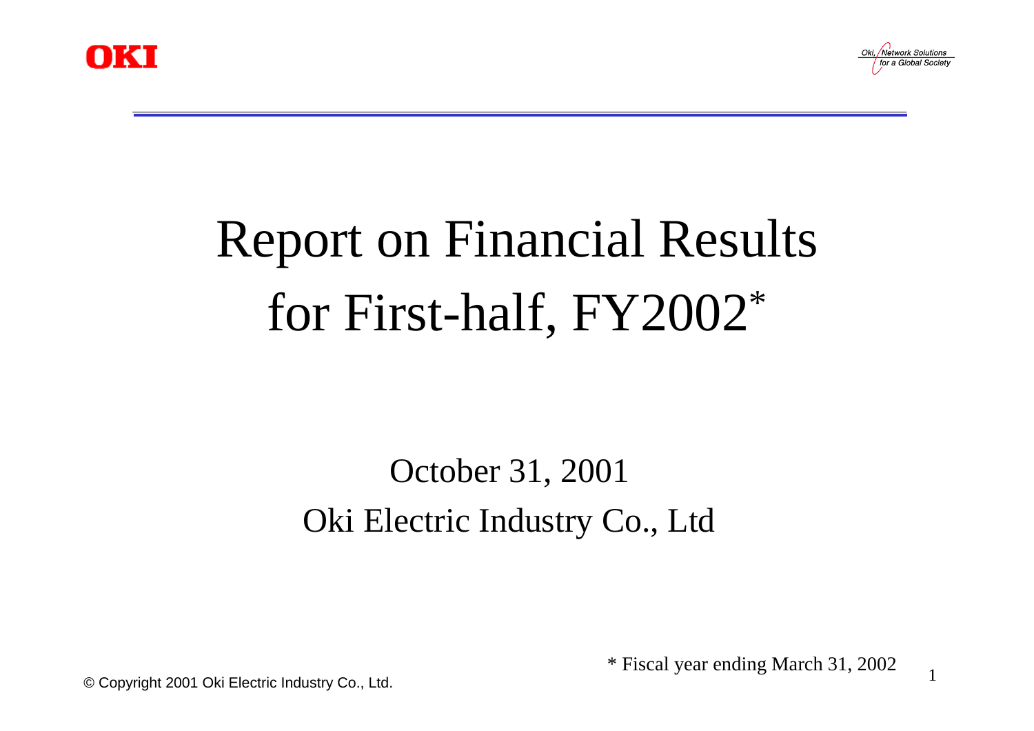# Report on Financial Results for First-half, FY2002*

October 31, 2001

Oki Electric Industry Co., Ltd

* Fiscal year ending March 31, 2002

© Copyright 2001 Oki Electric Industry Co., Ltd.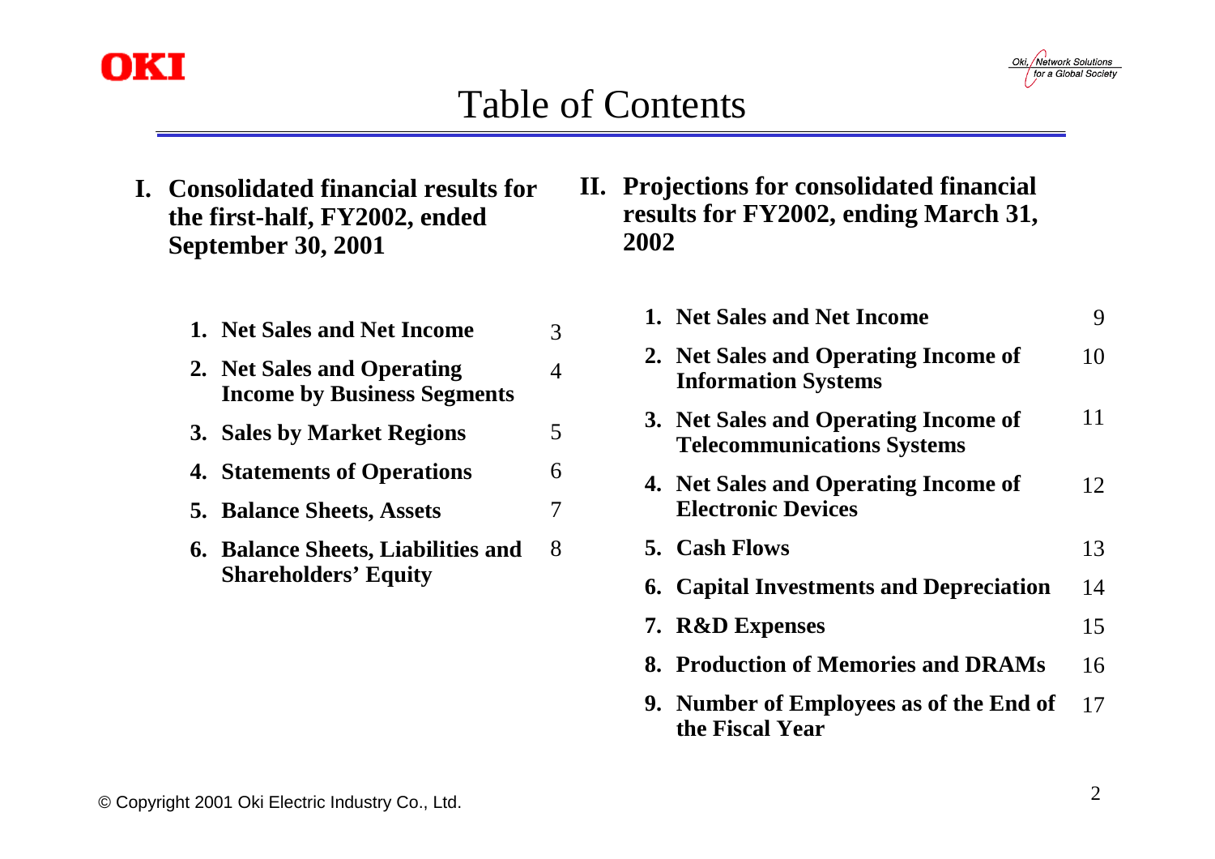# Table of Contents

## I. Consolidated financial results for the first-half, FY2002, ended September 30, 2001

| | Page |
|---|---|
| **1. Net Sales and Net Income** | 3 |
| **2. Net Sales and Operating Income by Business Segments** | 4 |
| **3. Sales by Market Regions** | 5 |
| **4. Statements of Operations** | 6 |
| **5. Balance Sheets, Assets** | 7 |
| **6. Balance Sheets, Liabilities and Shareholders' Equity** | 8 |

## II. Projections for consolidated financial results for FY2002, ending March 31, 2002

| | Page |
|---|---|
| **1. Net Sales and Net Income** | 9 |
| **2. Net Sales and Operating Income of Information Systems** | 10 |
| **3. Net Sales and Operating Income of Telecommunications Systems** | 11 |
| **4. Net Sales and Operating Income of Electronic Devices** | 12 |
| **5. Cash Flows** | 13 |
| **6. Capital Investments and Depreciation** | 14 |
| **7. R&D Expenses** | 15 |
| **8. Production of Memories and DRAMs** | 16 |
| **9. Number of Employees as of the End of the Fiscal Year** | 17 |

© Copyright 2001 Oki Electric Industry Co., Ltd.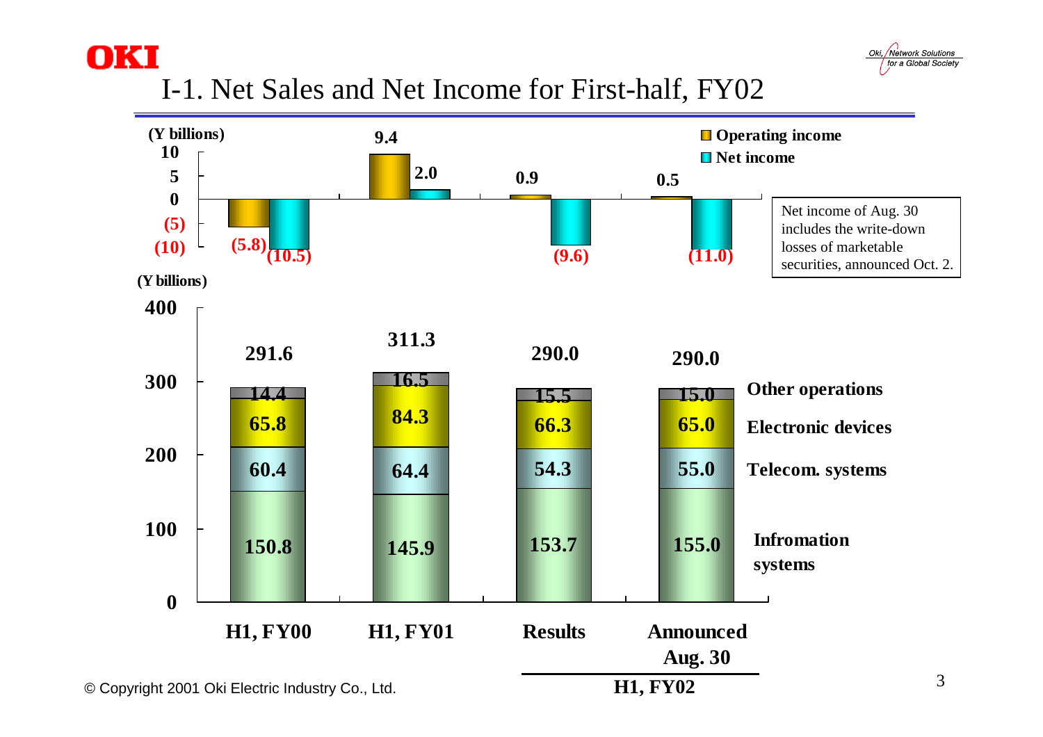# I-1. Net Sales and Net Income for First-half, FY02

(Y billions)

| | H1, FY00 | H1, FY01 | H1, FY02 Results | H1, FY02 Announced Aug. 30 |
|---|---|---|---|---|
| Operating income | (5.8) | 9.4 | 0.9 | 0.5 |
| Net income | (10.5) | 2.0 | (9.6) | (11.0) |

Net income of Aug. 30 includes the write-down losses of marketable securities, announced Oct. 2.

(Y billions)

| | H1, FY00 | H1, FY01 | H1, FY02 Results | H1, FY02 Announced Aug. 30 |
|---|---|---|---|---|
| Other operations | 14.4 | 16.5 | 15.5 | 15.0 |
| Electronic devices | 65.8 | 84.3 | 66.3 | 65.0 |
| Telecom. systems | 60.4 | 64.4 | 54.3 | 55.0 |
| Infromation systems | 150.8 | 145.9 | 153.7 | 155.0 |
| Total | 291.6 | 311.3 | 290.0 | 290.0 |

© Copyright 2001 Oki Electric Industry Co., Ltd.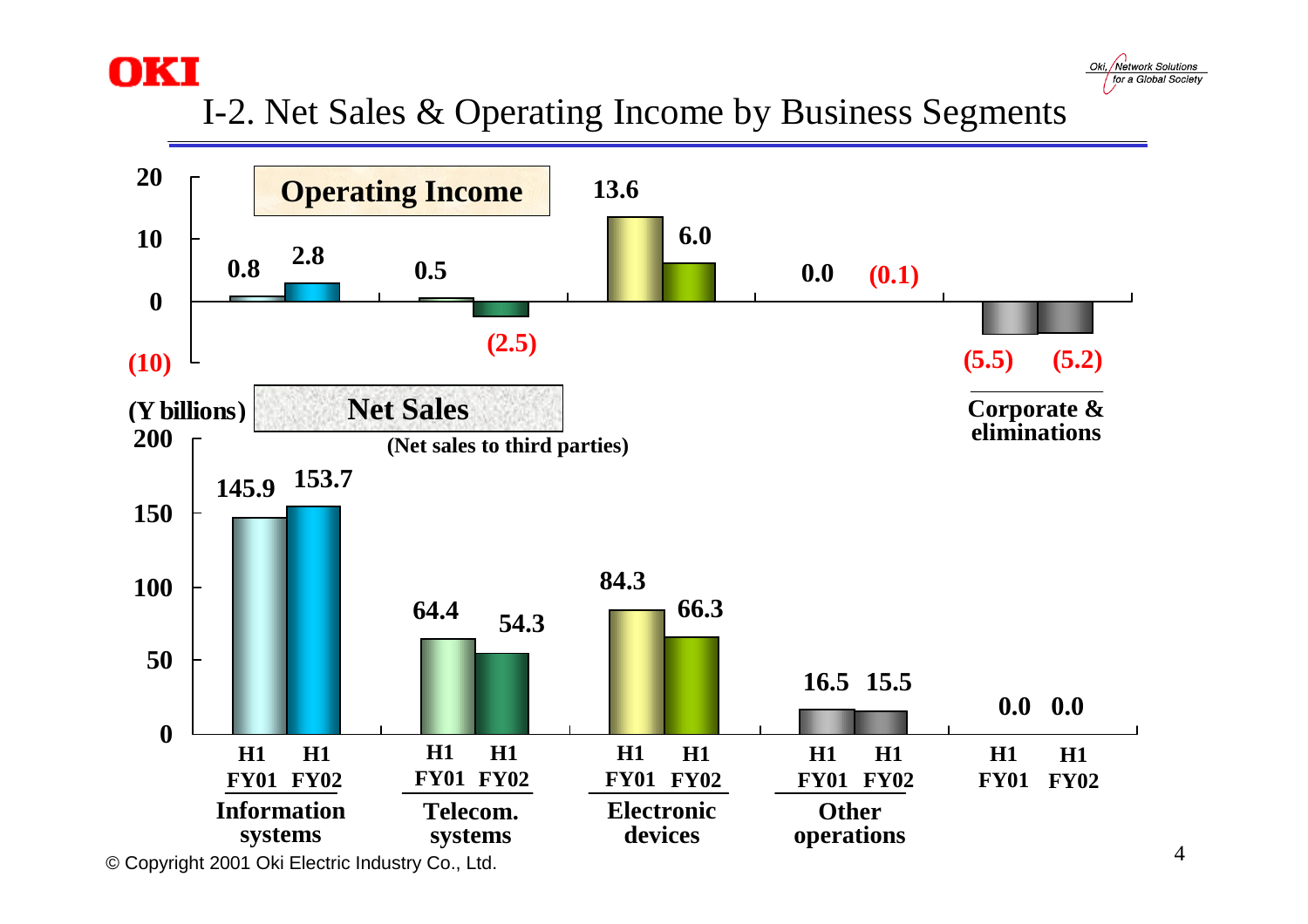# I-2. Net Sales & Operating Income by Business Segments

**Operating Income**

(Y billions)

| | H1 FY01 | H1 FY02 |
|---|---|---|
| Information systems | 0.8 | 2.8 |
| Telecom. systems | 0.5 | (2.5) |
| Electronic devices | 13.6 | 6.0 |
| Other operations | 0.0 | (0.1) |
| Corporate & eliminations | (5.5) | (5.2) |

**Net Sales**

(Net sales to third parties)

| | H1 FY01 | H1 FY02 |
|---|---|---|
| Information systems | 145.9 | 153.7 |
| Telecom. systems | 64.4 | 54.3 |
| Electronic devices | 84.3 | 66.3 |
| Other operations | 16.5 | 15.5 |
| Corporate & eliminations | 0.0 | 0.0 |

© Copyright 2001 Oki Electric Industry Co., Ltd.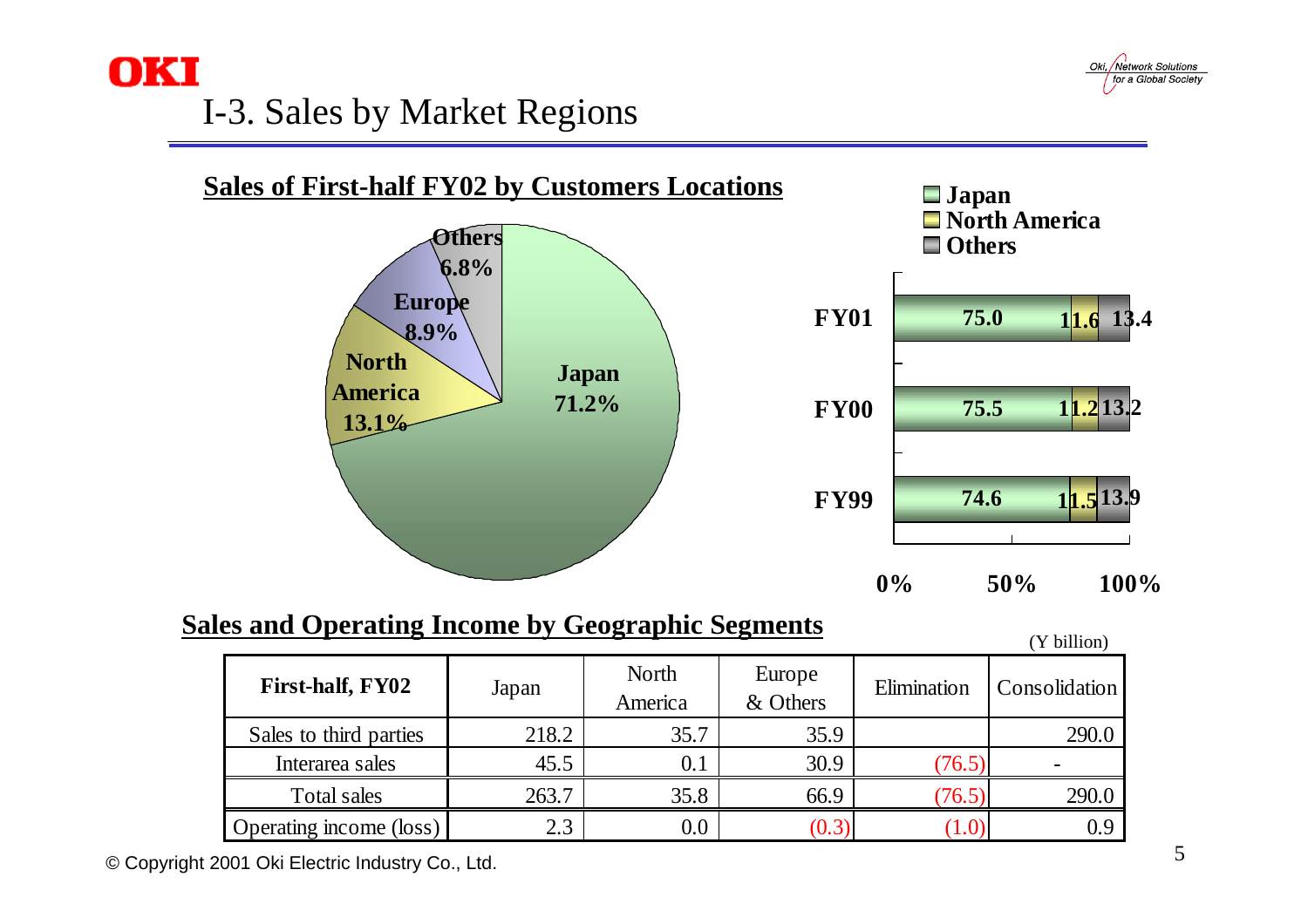# I-3. Sales by Market Regions

## Sales of First-half FY02 by Customers Locations

Japan 71.2%, North America 13.1%, Europe 8.9%, Others 6.8%

| | Japan | North America | Others |
|---|---|---|---|
| FY01 | 75.0 | 11.6 | 13.4 |
| FY00 | 75.5 | 11.2 | 13.2 |
| FY99 | 74.6 | 11.5 | 13.9 |

## Sales and Operating Income by Geographic Segments

(Y billion)

| First-half, FY02 | Japan | North America | Europe & Others | Elimination | Consolidation |
|---|---|---|---|---|---|
| Sales to third parties | 218.2 | 35.7 | 35.9 | | 290.0 |
| Interarea sales | 45.5 | 0.1 | 30.9 | (76.5) | - |
| Total sales | 263.7 | 35.8 | 66.9 | (76.5) | 290.0 |
| Operating income (loss) | 2.3 | 0.0 | (0.3) | (1.0) | 0.9 |

© Copyright 2001 Oki Electric Industry Co., Ltd.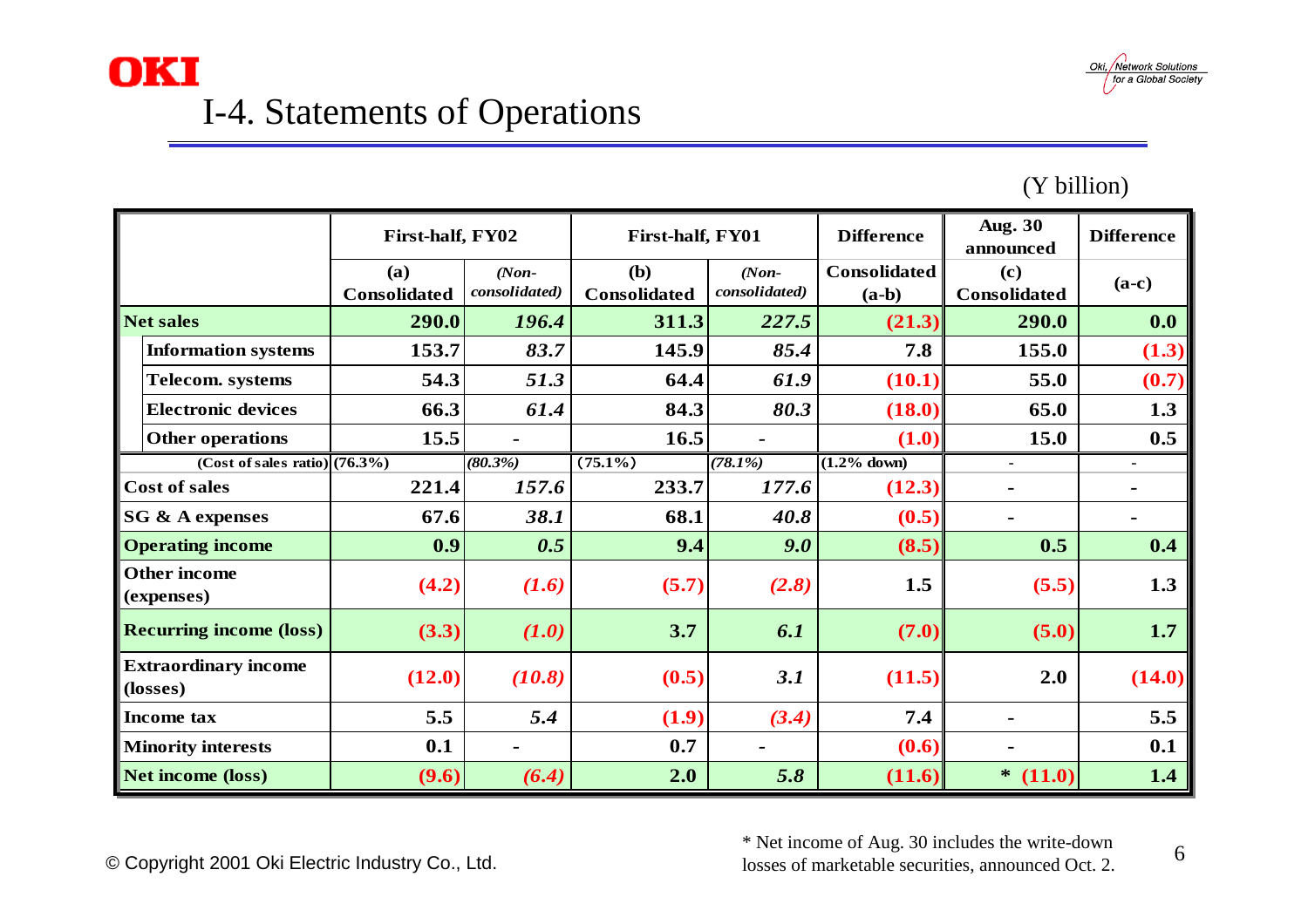# I-4. Statements of Operations

(Y billion)

| | First-half, FY02 | | First-half, FY01 | | Difference | Aug. 30 announced | Difference |
|---|---|---|---|---|---|---|---|
| | (a) Consolidated | *(Non-consolidated)* | (b) Consolidated | *(Non-consolidated)* | Consolidated (a-b) | (c) Consolidated | (a-c) |
| **Net sales** | **290.0** | ***196.4*** | **311.3** | ***227.5*** | **(21.3)** | **290.0** | **0.0** |
| Information systems | 153.7 | *83.7* | 145.9 | *85.4* | 7.8 | 155.0 | (1.3) |
| Telecom. systems | 54.3 | *51.3* | 64.4 | *61.9* | (10.1) | 55.0 | (0.7) |
| Electronic devices | 66.3 | *61.4* | 84.3 | *80.3* | (18.0) | 65.0 | 1.3 |
| Other operations | 15.5 | - | 16.5 | - | (1.0) | 15.0 | 0.5 |
| (Cost of sales ratio) | (76.3%) | *(80.3%)* | (75.1%) | *(78.1%)* | (1.2% down) | - | - |
| Cost of sales | 221.4 | *157.6* | 233.7 | *177.6* | (12.3) | - | - |
| SG & A expenses | 67.6 | *38.1* | 68.1 | *40.8* | (0.5) | - | - |
| **Operating income** | **0.9** | ***0.5*** | **9.4** | ***9.0*** | **(8.5)** | **0.5** | **0.4** |
| Other income (expenses) | (4.2) | *(1.6)* | (5.7) | *(2.8)* | 1.5 | (5.5) | 1.3 |
| **Recurring income (loss)** | **(3.3)** | ***(1.0)*** | **3.7** | ***6.1*** | **(7.0)** | **(5.0)** | **1.7** |
| Extraordinary income (losses) | (12.0) | *(10.8)* | (0.5) | *3.1* | (11.5) | 2.0 | (14.0) |
| Income tax | 5.5 | *5.4* | (1.9) | *(3.4)* | 7.4 | - | 5.5 |
| Minority interests | 0.1 | - | 0.7 | - | (0.6) | - | 0.1 |
| **Net income (loss)** | **(9.6)** | ***(6.4)*** | **2.0** | ***5.8*** | **(11.6)** | **\* (11.0)** | **1.4** |

\* Net income of Aug. 30 includes the write-down losses of marketable securities, announced Oct. 2.

© Copyright 2001 Oki Electric Industry Co., Ltd.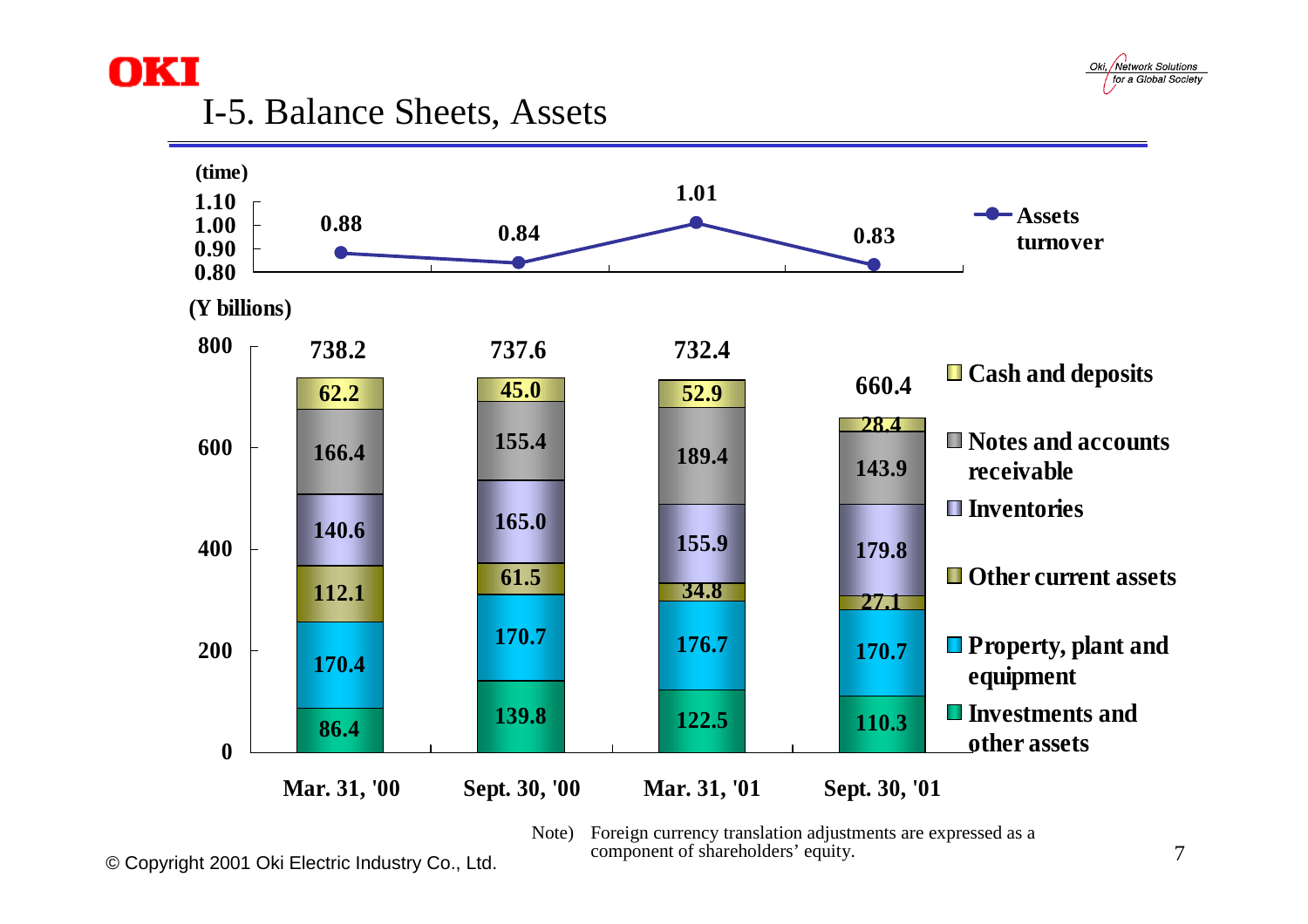# I-5. Balance Sheets, Assets

**Assets turnover (time)**

| | Mar. 31, '00 | Sept. 30, '00 | Mar. 31, '01 | Sept. 30, '01 |
|---|---|---|---|---|
| Assets turnover | 0.88 | 0.84 | 1.01 | 0.83 |

**(Y billions)**

| | Mar. 31, '00 | Sept. 30, '00 | Mar. 31, '01 | Sept. 30, '01 |
|---|---|---|---|---|
| Cash and deposits | 62.2 | 45.0 | 52.9 | 28.4 |
| Notes and accounts receivable | 166.4 | 155.4 | 189.4 | 143.9 |
| Inventories | 140.6 | 165.0 | 155.9 | 179.8 |
| Other current assets | 112.1 | 61.5 | 34.8 | 27.1 |
| Property, plant and equipment | 170.4 | 170.7 | 176.7 | 170.7 |
| Investments and other assets | 86.4 | 139.8 | 122.5 | 110.3 |
| **Total** | **738.2** | **737.6** | **732.4** | **660.4** |

Note) Foreign currency translation adjustments are expressed as a component of shareholders' equity.

© Copyright 2001 Oki Electric Industry Co., Ltd.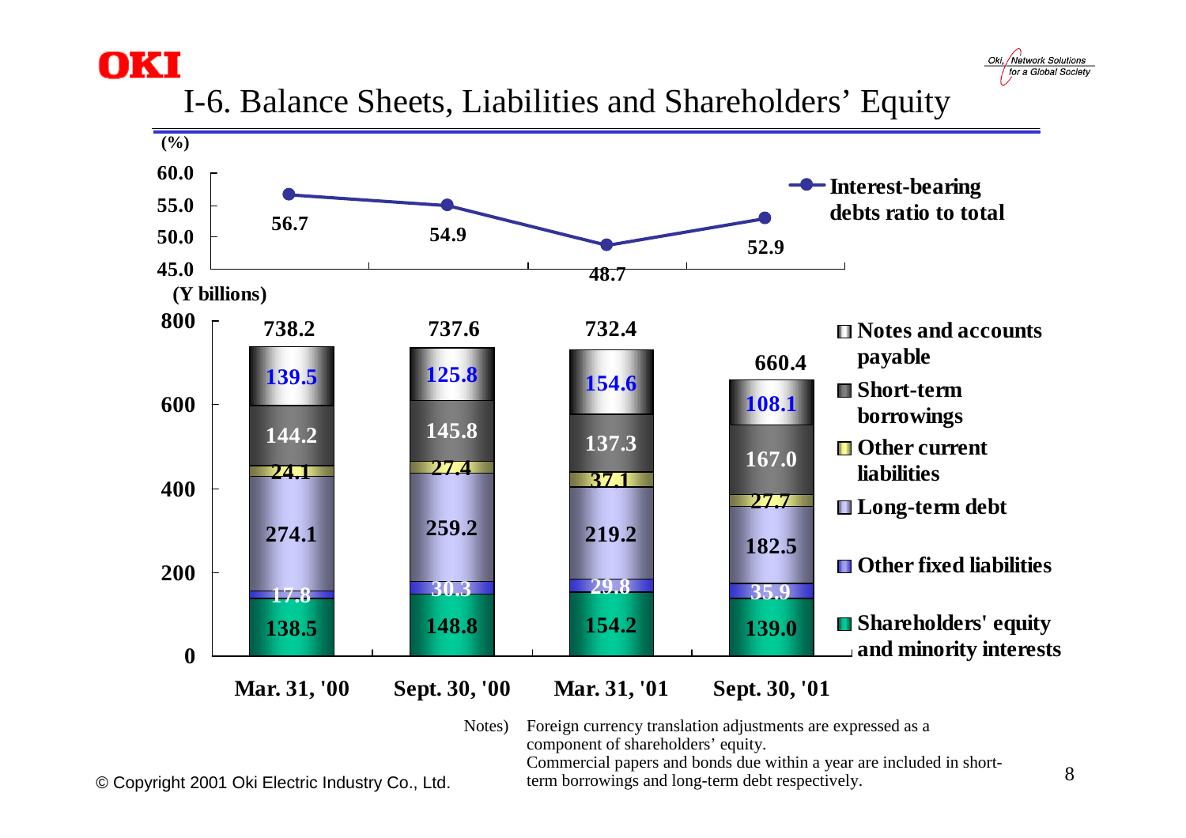# I-6. Balance Sheets, Liabilities and Shareholders' Equity

**Interest-bearing debts ratio to total** (%)

| | Mar. 31, '00 | Sept. 30, '00 | Mar. 31, '01 | Sept. 30, '01 |
|---|---|---|---|---|
| Interest-bearing debts ratio to total | 56.7 | 54.9 | 48.7 | 52.9 |

(Y billions)

| | Mar. 31, '00 | Sept. 30, '00 | Mar. 31, '01 | Sept. 30, '01 |
|---|---|---|---|---|
| Notes and accounts payable | 139.5 | 125.8 | 154.6 | 108.1 |
| Short-term borrowings | 144.2 | 145.8 | 137.3 | 167.0 |
| Other current liabilities | 24.1 | 27.4 | 37.1 | 27.7 |
| Long-term debt | 274.1 | 259.2 | 219.2 | 182.5 |
| Other fixed liabilities | 17.8 | 30.3 | 29.8 | 35.9 |
| Shareholders' equity and minority interests | 138.5 | 148.8 | 154.2 | 139.0 |
| Total | 738.2 | 737.6 | 732.4 | 660.4 |

Notes) Foreign currency translation adjustments are expressed as a component of shareholders' equity.
Commercial papers and bonds due within a year are included in short-term borrowings and long-term debt respectively.

© Copyright 2001 Oki Electric Industry Co., Ltd.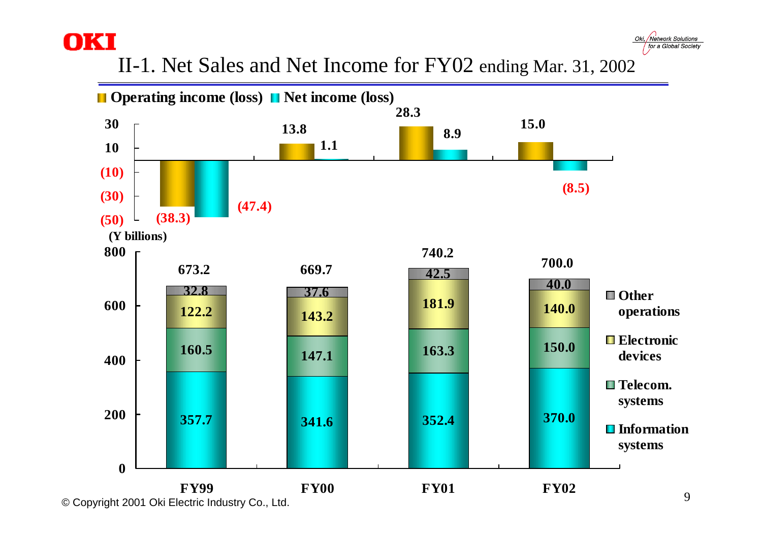# II-1. Net Sales and Net Income for FY02 ending Mar. 31, 2002

**Operating income (loss) / Net income (loss)** (Y billions)

| | FY99 | FY00 | FY01 | FY02 |
|---|---|---|---|---|
| Operating income (loss) | (38.3) | 13.8 | 28.3 | 15.0 |
| Net income (loss) | (47.4) | 1.1 | 8.9 | (8.5) |

**Net Sales** (Y billions)

| | FY99 | FY00 | FY01 | FY02 |
|---|---|---|---|---|
| Other operations | 32.8 | 37.6 | 42.5 | 40.0 |
| Electronic devices | 122.2 | 143.2 | 181.9 | 140.0 |
| Telecom. systems | 160.5 | 147.1 | 163.3 | 150.0 |
| Information systems | 357.7 | 341.6 | 352.4 | 370.0 |
| **Total** | **673.2** | **669.7** | **740.2** | **700.0** |

© Copyright 2001 Oki Electric Industry Co., Ltd.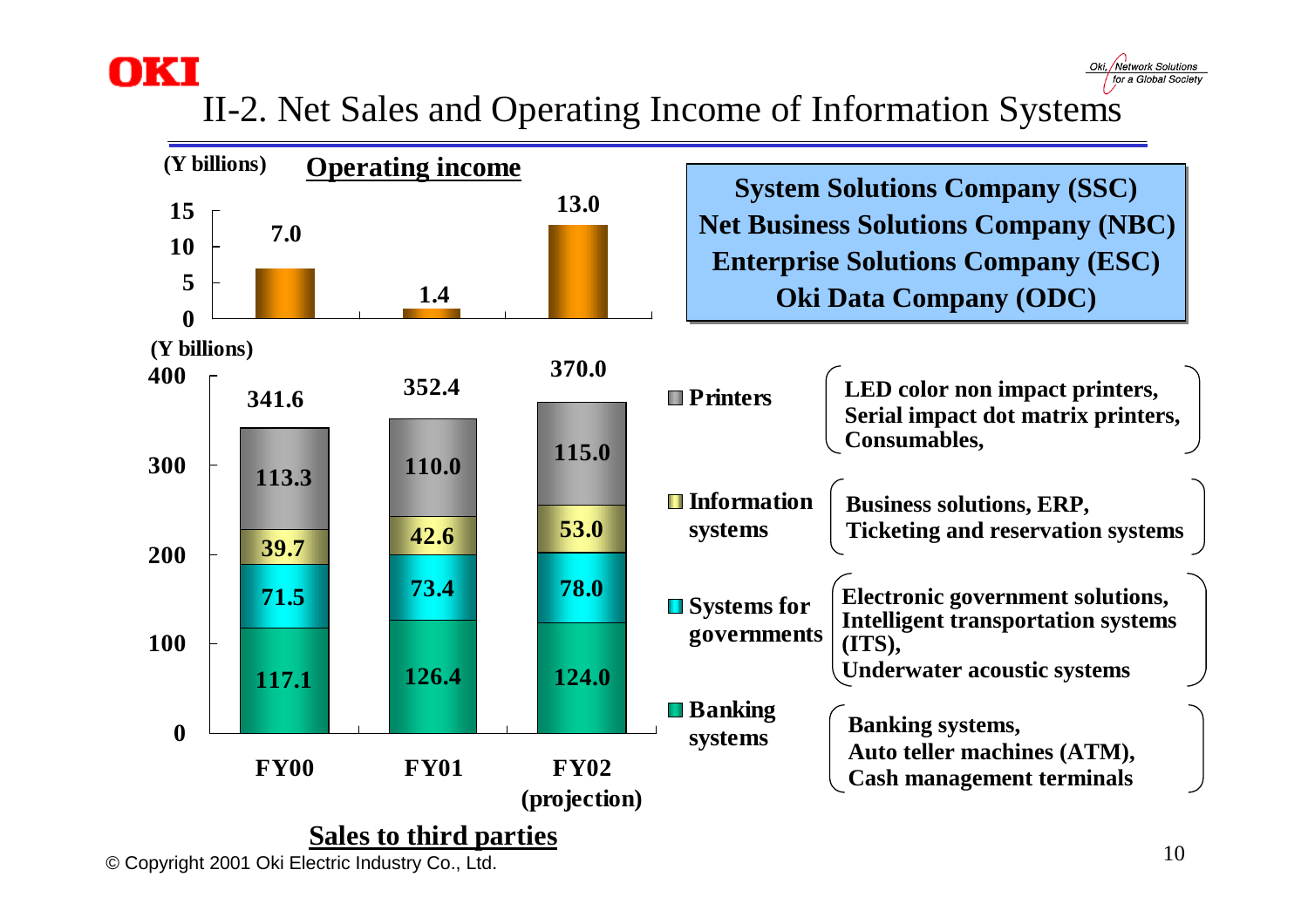# II-2. Net Sales and Operating Income of Information Systems

**Operating income** (Y billions)

| | FY00 | FY01 | FY02 (projection) |
|---|---|---|---|
| Operating income | 7.0 | 1.4 | 13.0 |

**Sales to third parties** (Y billions)

| | FY00 | FY01 | FY02 (projection) |
|---|---|---|---|
| Printers | 113.3 | 110.0 | 115.0 |
| Information systems | 39.7 | 42.6 | 53.0 |
| Systems for governments | 71.5 | 73.4 | 78.0 |
| Banking systems | 117.1 | 126.4 | 124.0 |
| Total | 341.6 | 352.4 | 370.0 |

**System Solutions Company (SSC)**
**Net Business Solutions Company (NBC)**
**Enterprise Solutions Company (ESC)**
**Oki Data Company (ODC)**

- **Printers**: LED color non impact printers, Serial impact dot matrix printers, Consumables,
- **Information systems**: Business solutions, ERP, Ticketing and reservation systems
- **Systems for governments**: Electronic government solutions, Intelligent transportation systems (ITS), Underwater acoustic systems
- **Banking systems**: Banking systems, Auto teller machines (ATM), Cash management terminals

© Copyright 2001 Oki Electric Industry Co., Ltd.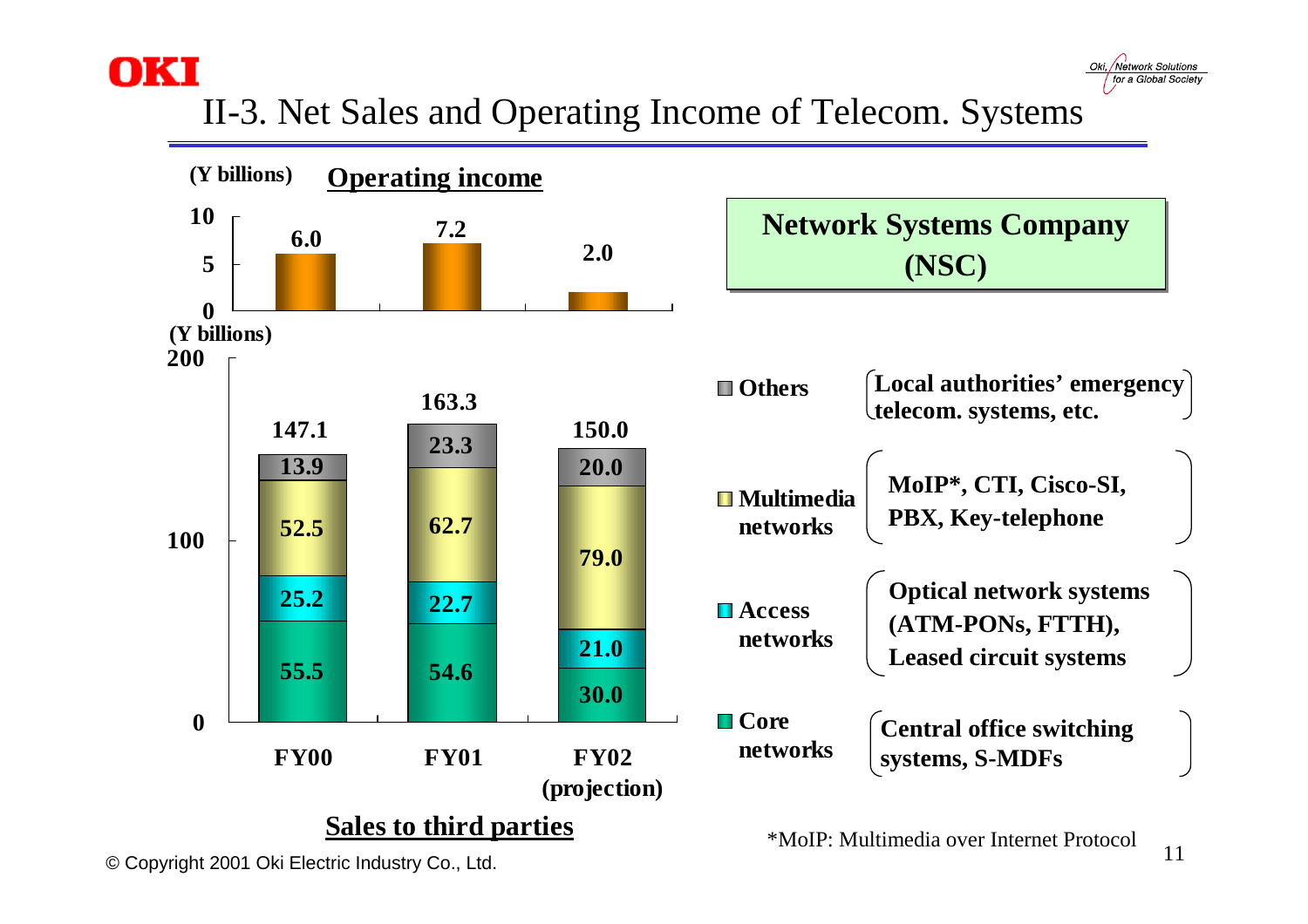# II-3. Net Sales and Operating Income of Telecom. Systems

## Network Systems Company (NSC)

**Operating income** (Y billions)

| | FY00 | FY01 | FY02 (projection) |
|---|---|---|---|
| Operating income | 6.0 | 7.2 | 2.0 |

**Sales to third parties** (Y billions)

| | FY00 | FY01 | FY02 (projection) |
|---|---|---|---|
| Others | 13.9 | 23.3 | 20.0 |
| Multimedia networks | 52.5 | 62.7 | 79.0 |
| Access networks | 25.2 | 22.7 | 21.0 |
| Core networks | 55.5 | 54.6 | 30.0 |
| Total | 147.1 | 163.3 | 150.0 |

- **Others**: Local authorities' emergency telecom. systems, etc.
- **Multimedia networks**: MoIP*, CTI, Cisco-SI, PBX, Key-telephone
- **Access networks**: Optical network systems (ATM-PONs, FTTH), Leased circuit systems
- **Core networks**: Central office switching systems, S-MDFs

*MoIP: Multimedia over Internet Protocol

© Copyright 2001 Oki Electric Industry Co., Ltd.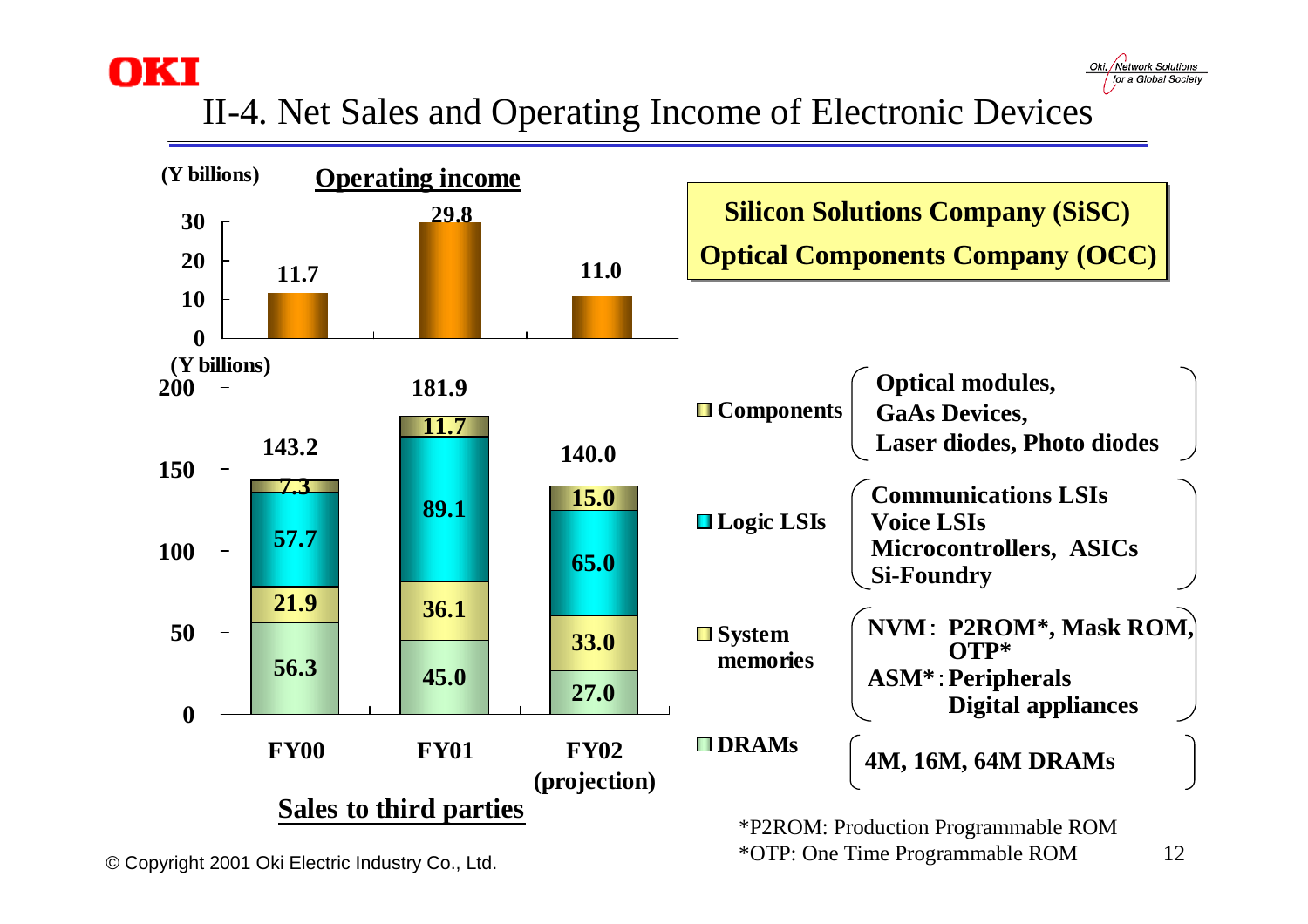# II-4. Net Sales and Operating Income of Electronic Devices

**Silicon Solutions Company (SiSC)**
**Optical Components Company (OCC)**

## Operating income

(Y billions)

| | FY00 | FY01 | FY02 (projection) |
|---|---|---|---|
| Operating income | 11.7 | 29.8 | 11.0 |

## Sales to third parties

(Y billions)

| | FY00 | FY01 | FY02 (projection) |
|---|---|---|---|
| Components | 7.3 | 11.7 | 15.0 |
| Logic LSIs | 57.7 | 89.1 | 65.0 |
| System memories | 21.9 | 36.1 | 33.0 |
| DRAMs | 56.3 | 45.0 | 27.0 |
| **Total** | 143.2 | 181.9 | 140.0 |

- **Components**: Optical modules, GaAs Devices, Laser diodes, Photo diodes
- **Logic LSIs**: Communications LSIs, Voice LSIs, Microcontrollers, ASICs, Si-Foundry
- **System memories**:
  - NVM: P2ROM*, Mask ROM, OTP*
  - ASM*: Peripherals, Digital appliances
- **DRAMs**: 4M, 16M, 64M DRAMs

*P2ROM: Production Programmable ROM
*OTP: One Time Programmable ROM

© Copyright 2001 Oki Electric Industry Co., Ltd.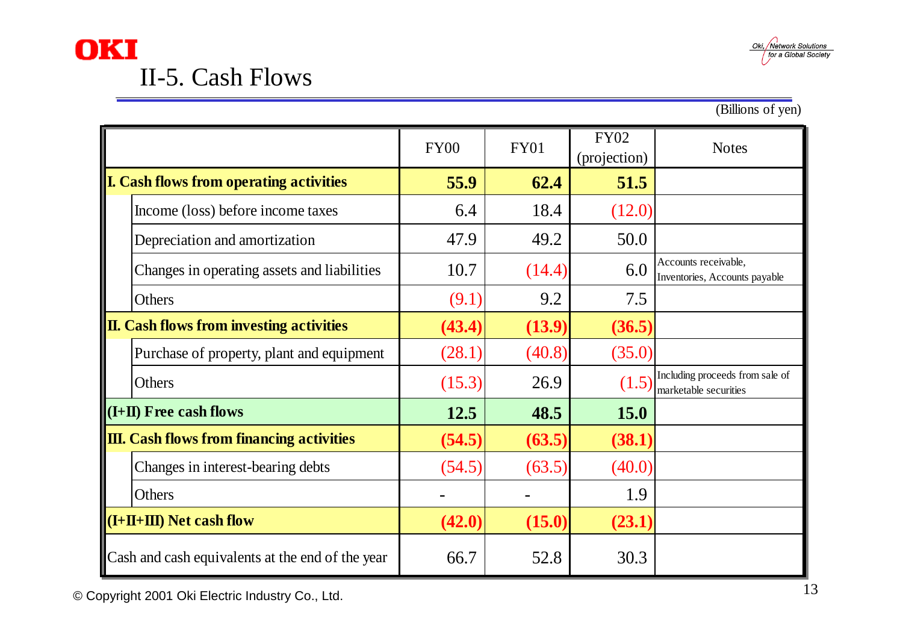# II-5. Cash Flows

(Billions of yen)

| | FY00 | FY01 | FY02 (projection) | Notes |
|---|---|---|---|---|
| **I. Cash flows from operating activities** | **55.9** | **62.4** | **51.5** | |
| Income (loss) before income taxes | 6.4 | 18.4 | (12.0) | |
| Depreciation and amortization | 47.9 | 49.2 | 50.0 | |
| Changes in operating assets and liabilities | 10.7 | (14.4) | 6.0 | Accounts receivable, Inventories, Accounts payable |
| Others | (9.1) | 9.2 | 7.5 | |
| **II. Cash flows from investing activities** | **(43.4)** | **(13.9)** | **(36.5)** | |
| Purchase of property, plant and equipment | (28.1) | (40.8) | (35.0) | |
| Others | (15.3) | 26.9 | (1.5) | Including proceeds from sale of marketable securities |
| **(I+II) Free cash flows** | **12.5** | **48.5** | **15.0** | |
| **III. Cash flows from financing activities** | **(54.5)** | **(63.5)** | **(38.1)** | |
| Changes in interest-bearing debts | (54.5) | (63.5) | (40.0) | |
| Others | - | - | 1.9 | |
| **(I+II+III) Net cash flow** | **(42.0)** | **(15.0)** | **(23.1)** | |
| Cash and cash equivalents at the end of the year | 66.7 | 52.8 | 30.3 | |

© Copyright 2001 Oki Electric Industry Co., Ltd.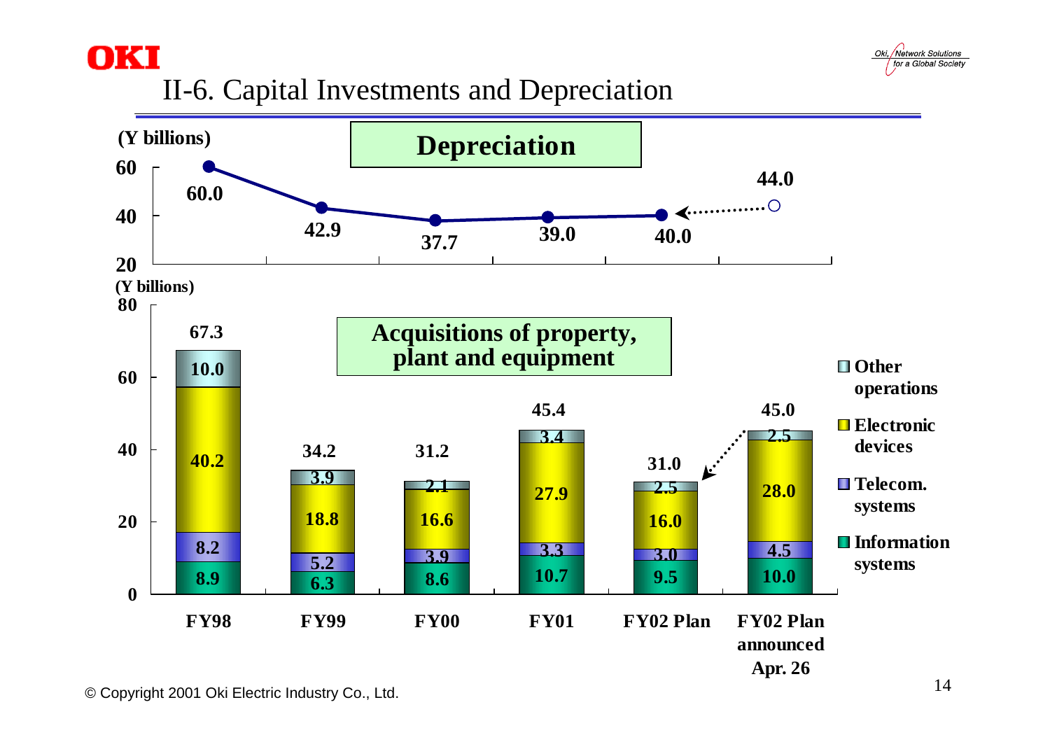## II-6. Capital Investments and Depreciation

### Depreciation

(Y billions)

| | FY98 | FY99 | FY00 | FY01 | FY02 Plan | FY02 Plan announced Apr. 26 |
|---|---|---|---|---|---|---|
| Depreciation | 60.0 | 42.9 | 37.7 | 39.0 | 40.0 | 44.0 |

### Acquisitions of property, plant and equipment

(Y billions)

| | FY98 | FY99 | FY00 | FY01 | FY02 Plan | FY02 Plan announced Apr. 26 |
|---|---|---|---|---|---|---|
| Other operations | 10.0 | 3.9 | 2.1 | 3.4 | 2.5 | 2.5 |
| Electronic devices | 40.2 | 18.8 | 16.6 | 27.9 | 16.0 | 28.0 |
| Telecom. systems | 8.2 | 5.2 | 3.9 | 3.3 | 3.0 | 4.5 |
| Information systems | 8.9 | 6.3 | 8.6 | 10.7 | 9.5 | 10.0 |
| Total | 67.3 | 34.2 | 31.2 | 45.4 | 31.0 | 45.0 |

© Copyright 2001 Oki Electric Industry Co., Ltd.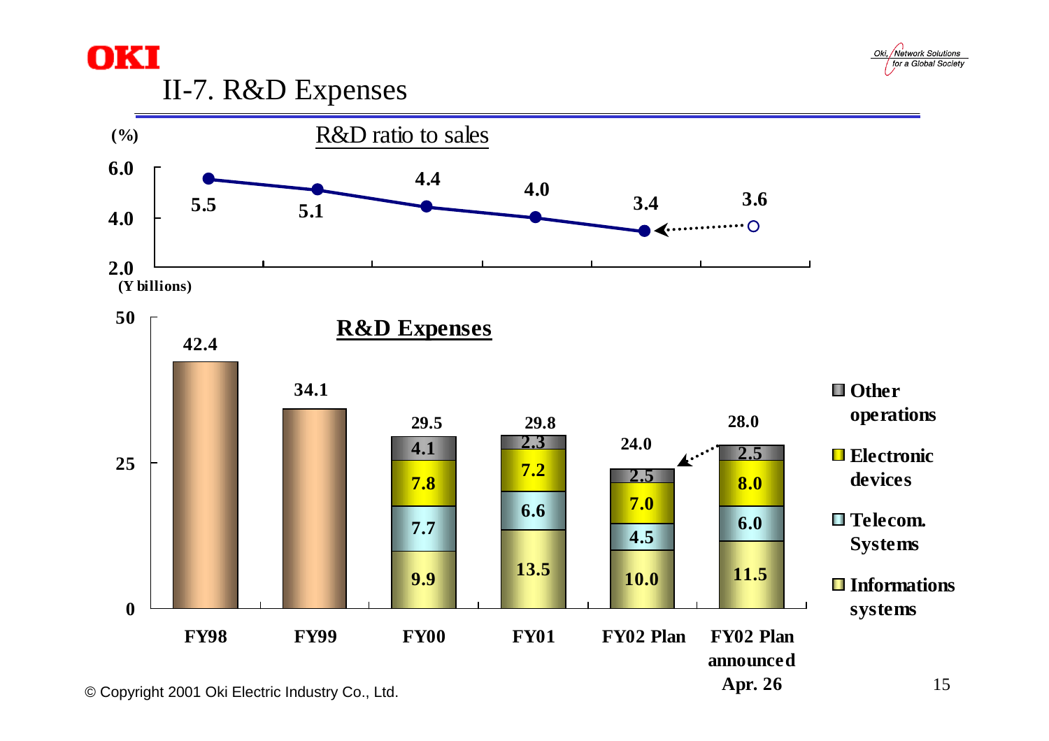# II-7. R&D Expenses

## R&D ratio to sales

(%)

| | FY98 | FY99 | FY00 | FY01 | FY02 Plan | FY02 Plan announced Apr. 26 |
|---|---|---|---|---|---|---|
| R&D ratio to sales | 5.5 | 5.1 | 4.4 | 4.0 | 3.4 | 3.6 |

## R&D Expenses

(Y billions)

| | FY98 | FY99 | FY00 | FY01 | FY02 Plan | FY02 Plan announced Apr. 26 |
|---|---|---|---|---|---|---|
| Other operations | | | 4.1 | 2.3 | 2.5 | 2.5 |
| Electronic devices | | | 7.8 | 7.2 | 7.0 | 8.0 |
| Telecom. Systems | | | 7.7 | 6.6 | 4.5 | 6.0 |
| Informations systems | | | 9.9 | 13.5 | 10.0 | 11.5 |
| Total | 42.4 | 34.1 | 29.5 | 29.8 | 24.0 | 28.0 |

© Copyright 2001 Oki Electric Industry Co., Ltd.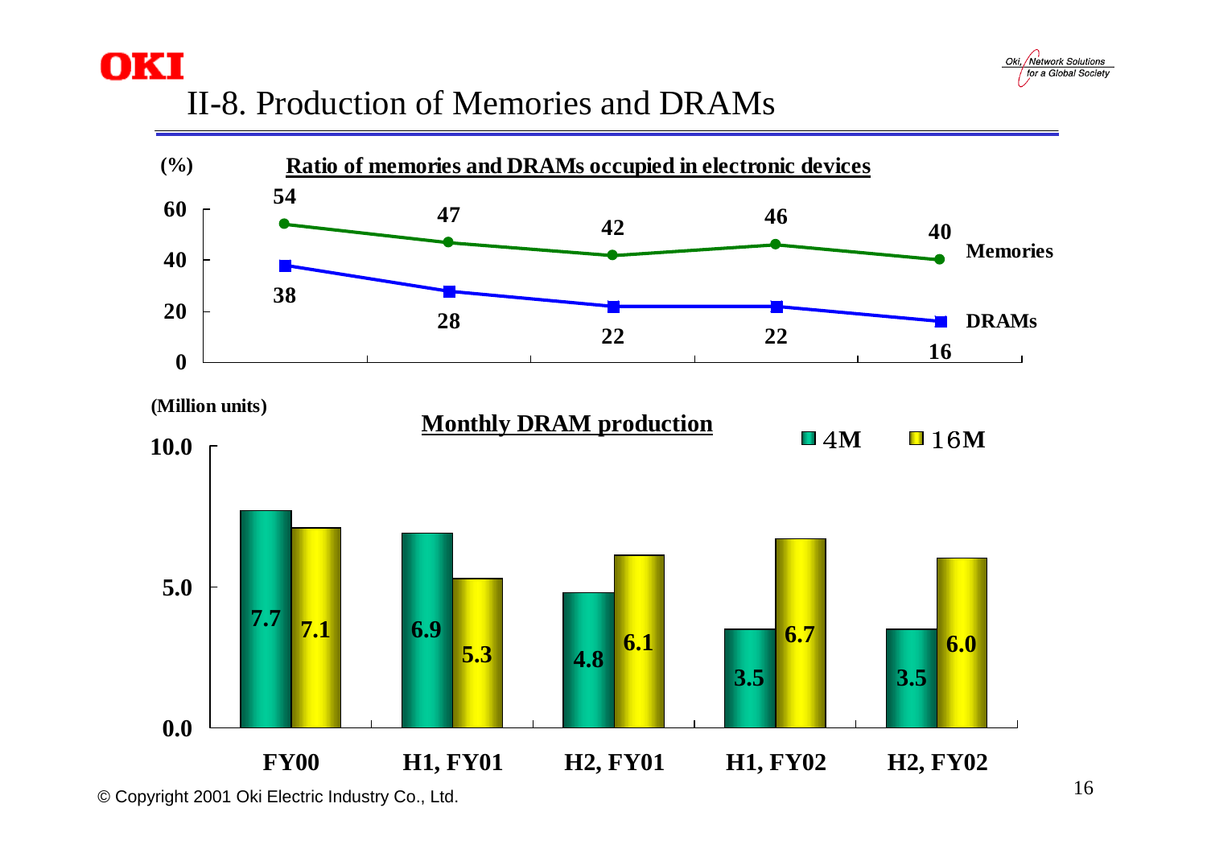# II-8. Production of Memories and DRAMs

### Ratio of memories and DRAMs occupied in electronic devices

(%)

| | FY00 | H1, FY01 | H2, FY01 | H1, FY02 | H2, FY02 |
|---|---|---|---|---|---|
| Memories | 54 | 47 | 42 | 46 | 40 |
| DRAMs | 38 | 28 | 22 | 22 | 16 |

### Monthly DRAM production

(Million units)

| | FY00 | H1, FY01 | H2, FY01 | H1, FY02 | H2, FY02 |
|---|---|---|---|---|---|
| 4M | 7.7 | 6.9 | 4.8 | 3.5 | 3.5 |
| 16M | 7.1 | 5.3 | 6.1 | 6.7 | 6.0 |

© Copyright 2001 Oki Electric Industry Co., Ltd.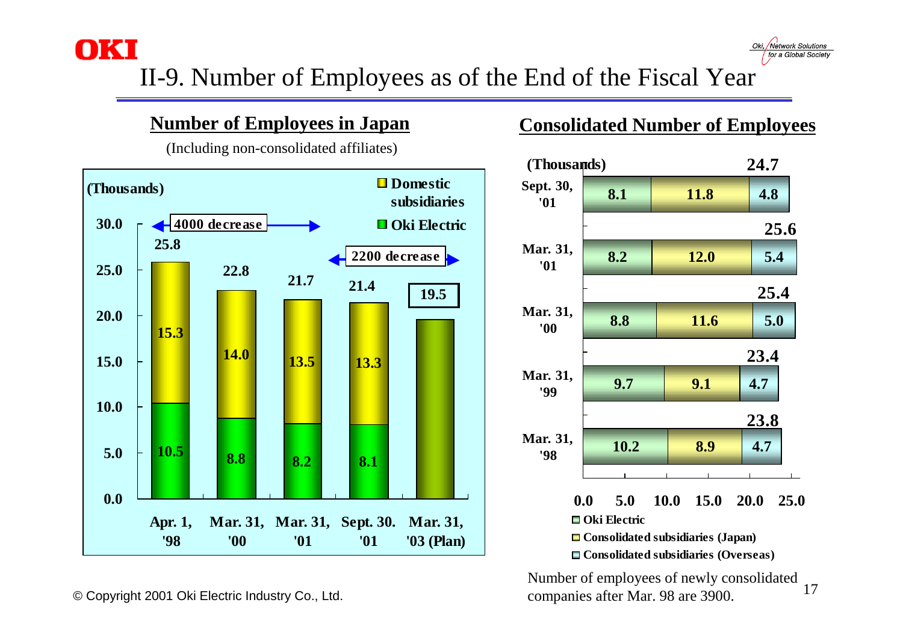# II-9. Number of Employees as of the End of the Fiscal Year

## Number of Employees in Japan

(Including non-consolidated affiliates)

(Thousands)

| | Apr. 1, '98 | Mar. 31, '00 | Mar. 31, '01 | Sept. 30. '01 | Mar. 31, '03 (Plan) |
|---|---|---|---|---|---|
| Domestic subsidiaries | 15.3 | 14.0 | 13.5 | 13.3 | |
| Oki Electric | 10.5 | 8.8 | 8.2 | 8.1 | |
| Total | 25.8 | 22.8 | 21.7 | 21.4 | 19.5 |

4000 decrease (Apr. 1, '98 – Mar. 31, '01)

2200 decrease (Sept. 30. '01 – Mar. 31, '03 (Plan))

## Consolidated Number of Employees

(Thousands)

| | Oki Electric | Consolidated subsidiaries (Japan) | Consolidated subsidiaries (Overseas) | Total |
|---|---|---|---|---|
| Sept. 30, '01 | 8.1 | 11.8 | 4.8 | 24.7 |
| Mar. 31, '01 | 8.2 | 12.0 | 5.4 | 25.6 |
| Mar. 31, '00 | 8.8 | 11.6 | 5.0 | 25.4 |
| Mar. 31, '99 | 9.7 | 9.1 | 4.7 | 23.4 |
| Mar. 31, '98 | 10.2 | 8.9 | 4.7 | 23.8 |

Number of employees of newly consolidated companies after Mar. 98 are 3900.

© Copyright 2001 Oki Electric Industry Co., Ltd.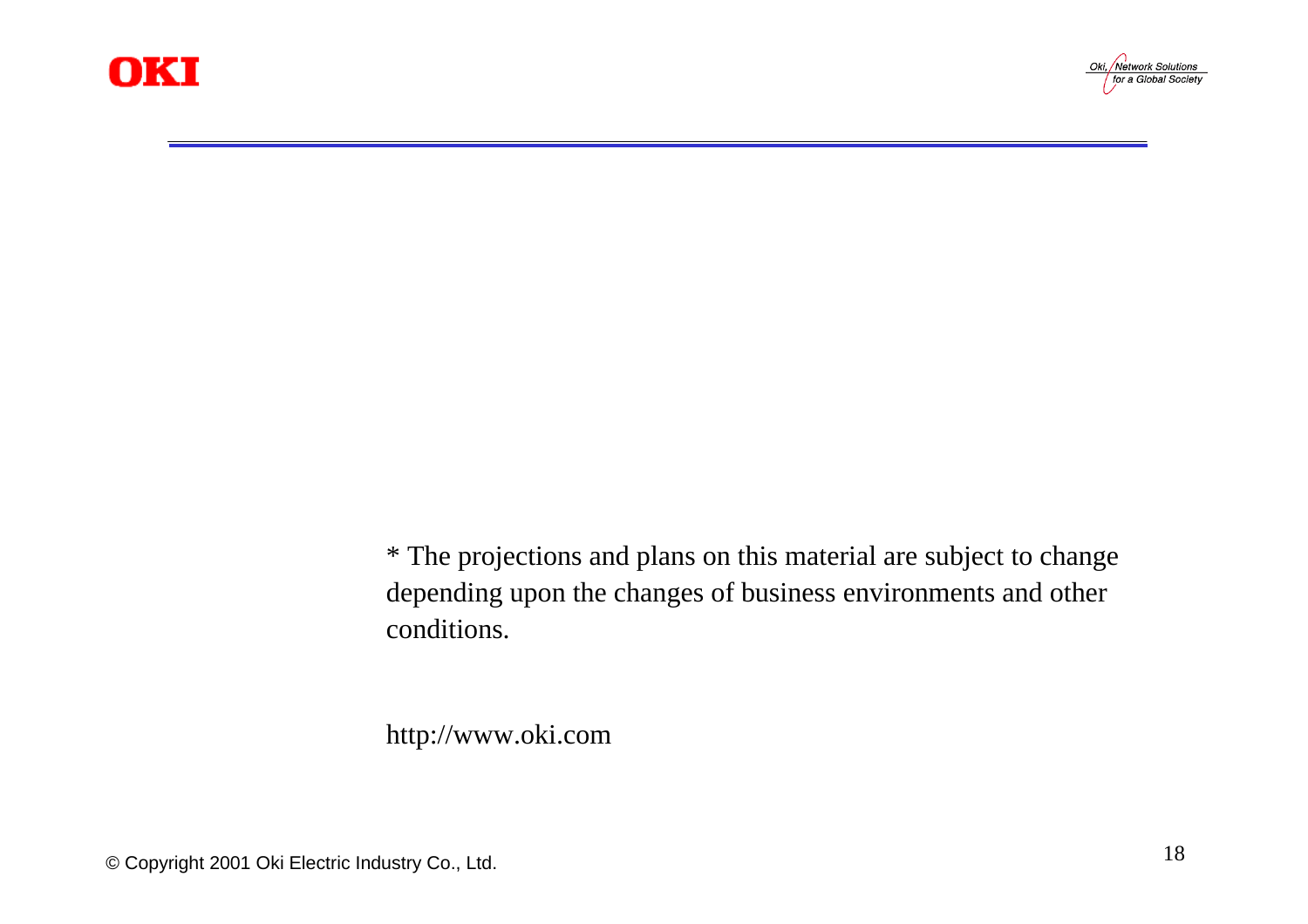* The projections and plans on this material are subject to change depending upon the changes of business environments and other conditions.

http://www.oki.com